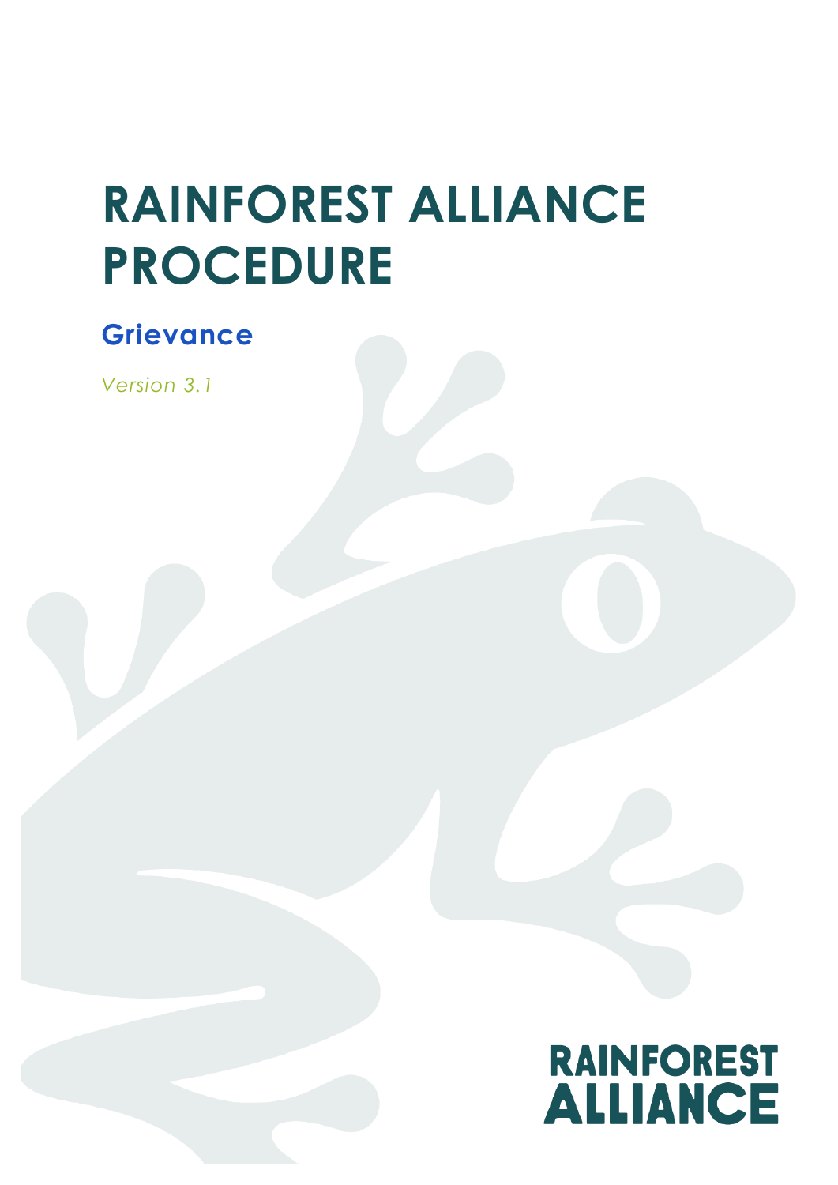# RAINFOREST ALLIANCE PROCEDURE

## Grievance

*Version 3.1*

RAINFOREST ALLIANCE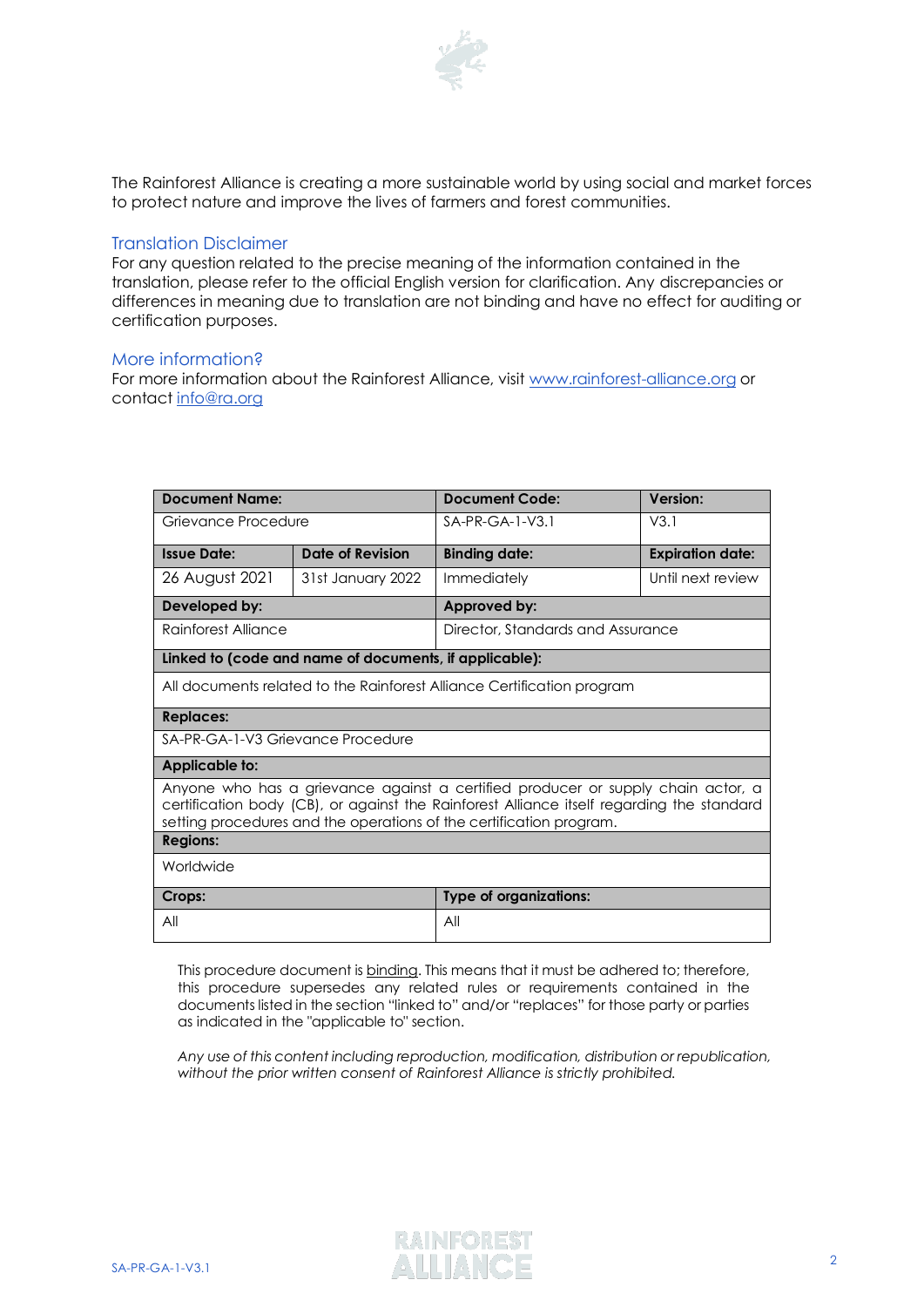The Rainforest Alliance is creating a more sustainable world by using social and market forces to protect nature and improve the lives of farmers and forest communities.

## Translation Disclaimer

For any question related to the precise meaning of the information contained in the translation, please refer to the official English version for clarification. Any discrepancies or differences in meaning due to translation are not binding and have no effect for auditing or certification purposes.

## More information?

For more information about the Rainforest Alliance, visit [www.rainforest-alliance.org](http://www.rainforest-alliance.org) or contact [info@ra.org](mailto:info@ra.org)

| **Document Name:** | | **Document Code:** | **Version:** |
|---|---|---|---|
| Grievance Procedure | | SA-PR-GA-1-V3.1 | V3.1 |
| **Issue Date:** | **Date of Revision** | **Binding date:** | **Expiration date:** |
| 26 August 2021 | 31st January 2022 | Immediately | Until next review |
| **Developed by:** | | **Approved by:** | |
| Rainforest Alliance | | Director, Standards and Assurance | |
| **Linked to (code and name of documents, if applicable):** | | | |
| All documents related to the Rainforest Alliance Certification program | | | |
| **Replaces:** | | | |
| SA-PR-GA-1-V3 Grievance Procedure | | | |
| **Applicable to:** | | | |
| Anyone who has a grievance against a certified producer or supply chain actor, a certification body (CB), or against the Rainforest Alliance itself regarding the standard setting procedures and the operations of the certification program. | | | |
| **Regions:** | | | |
| Worldwide | | | |
| **Crops:** | | **Type of organizations:** | |
| All | | All | |

This procedure document is binding. This means that it must be adhered to; therefore, this procedure supersedes any related rules or requirements contained in the documents listed in the section "linked to" and/or "replaces" for those party or parties as indicated in the "applicable to" section.

*Any use of this content including reproduction, modification, distribution or republication, without the prior written consent of Rainforest Alliance is strictly prohibited.*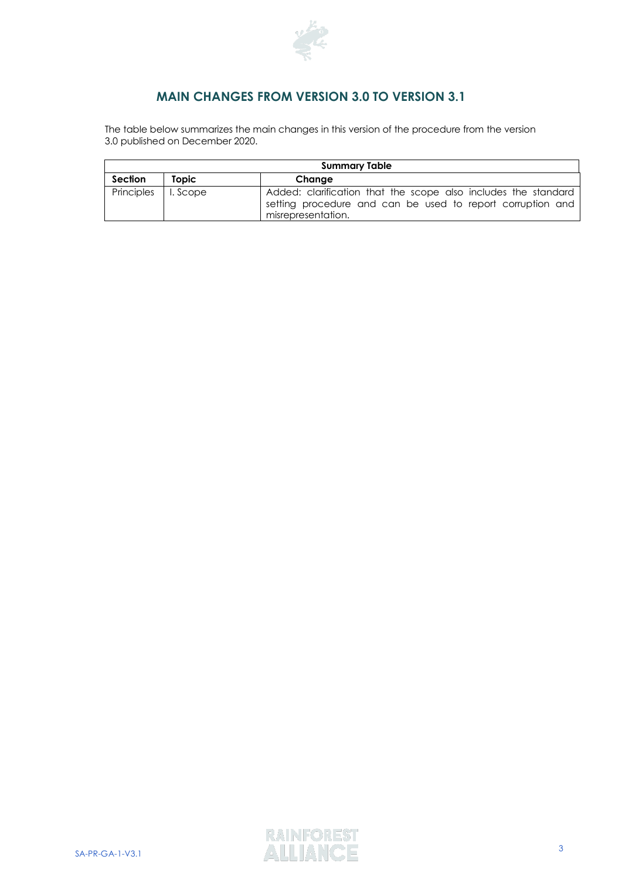## MAIN CHANGES FROM VERSION 3.0 TO VERSION 3.1

The table below summarizes the main changes in this version of the procedure from the version 3.0 published on December 2020.

| Summary Table | | |
|---|---|---|
| **Section** | **Topic** | **Change** |
| Principles | I. Scope | Added: clarification that the scope also includes the standard setting procedure and can be used to report corruption and misrepresentation. |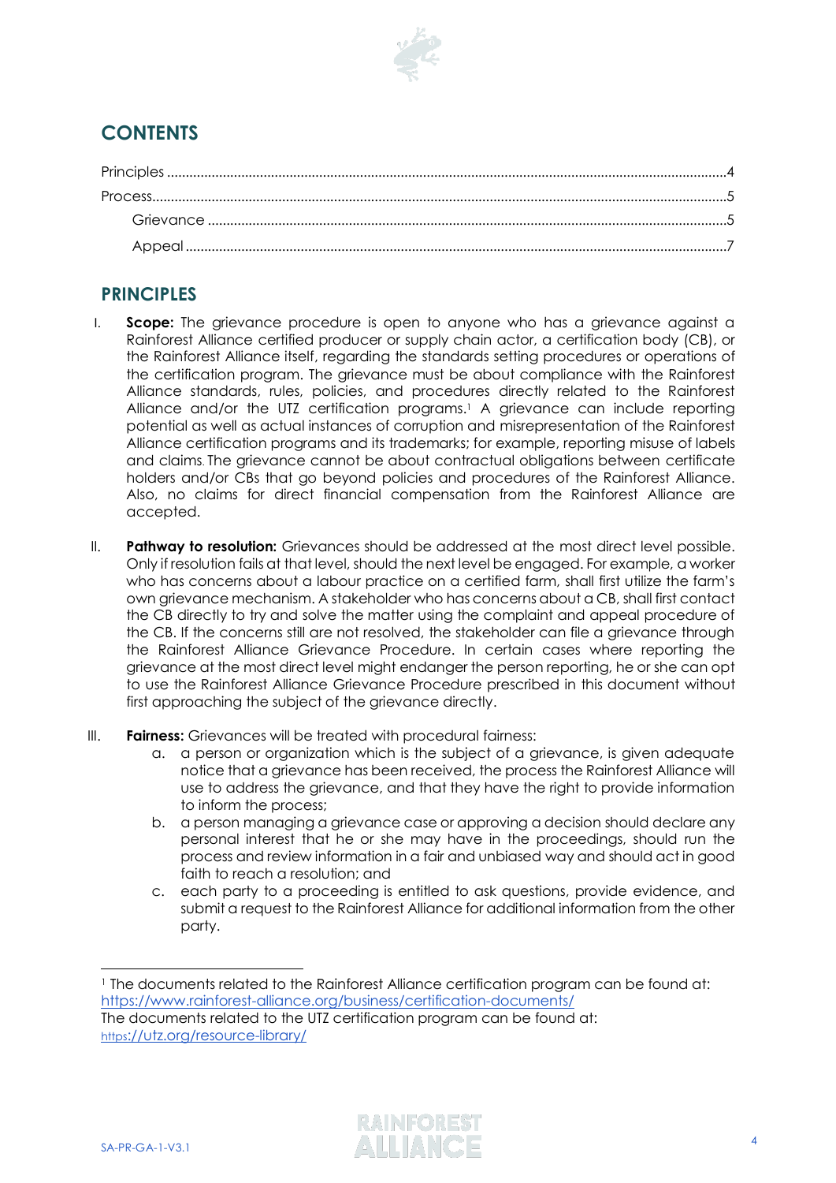## CONTENTS

Principles ....................................................................................................................................4

Process.........................................................................................................................................5

Grievance ....................................................................................................................................5

Appeal ..........................................................................................................................................7

## PRINCIPLES

I. **Scope:** The grievance procedure is open to anyone who has a grievance against a Rainforest Alliance certified producer or supply chain actor, a certification body (CB), or the Rainforest Alliance itself, regarding the standards setting procedures or operations of the certification program. The grievance must be about compliance with the Rainforest Alliance standards, rules, policies, and procedures directly related to the Rainforest Alliance and/or the UTZ certification programs.[1] A grievance can include reporting potential as well as actual instances of corruption and misrepresentation of the Rainforest Alliance certification programs and its trademarks; for example, reporting misuse of labels and claims. The grievance cannot be about contractual obligations between certificate holders and/or CBs that go beyond policies and procedures of the Rainforest Alliance. Also, no claims for direct financial compensation from the Rainforest Alliance are accepted.

II. **Pathway to resolution:** Grievances should be addressed at the most direct level possible. Only if resolution fails at that level, should the next level be engaged. For example, a worker who has concerns about a labour practice on a certified farm, shall first utilize the farm's own grievance mechanism. A stakeholder who has concerns about a CB, shall first contact the CB directly to try and solve the matter using the complaint and appeal procedure of the CB. If the concerns still are not resolved, the stakeholder can file a grievance through the Rainforest Alliance Grievance Procedure. In certain cases where reporting the grievance at the most direct level might endanger the person reporting, he or she can opt to use the Rainforest Alliance Grievance Procedure prescribed in this document without first approaching the subject of the grievance directly.

III. **Fairness:** Grievances will be treated with procedural fairness:
   a. a person or organization which is the subject of a grievance, is given adequate notice that a grievance has been received, the process the Rainforest Alliance will use to address the grievance, and that they have the right to provide information to inform the process;
   b. a person managing a grievance case or approving a decision should declare any personal interest that he or she may have in the proceedings, should run the process and review information in a fair and unbiased way and should act in good faith to reach a resolution; and
   c. each party to a proceeding is entitled to ask questions, provide evidence, and submit a request to the Rainforest Alliance for additional information from the other party.

---

[1] The documents related to the Rainforest Alliance certification program can be found at: https://www.rainforest-alliance.org/business/certification-documents/
The documents related to the UTZ certification program can be found at: https://utz.org/resource-library/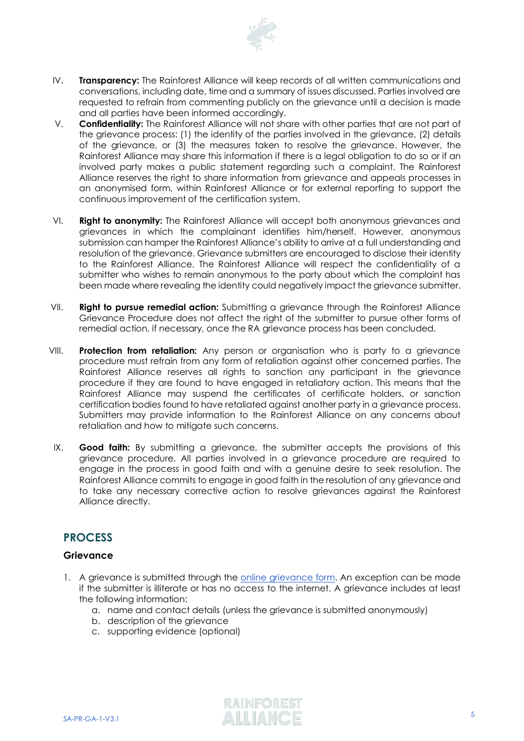IV. **Transparency:** The Rainforest Alliance will keep records of all written communications and conversations, including date, time and a summary of issues discussed. Parties involved are requested to refrain from commenting publicly on the grievance until a decision is made and all parties have been informed accordingly.

V. **Confidentiality:** The Rainforest Alliance will not share with other parties that are not part of the grievance process: (1) the identity of the parties involved in the grievance, (2) details of the grievance, or (3) the measures taken to resolve the grievance. However, the Rainforest Alliance may share this information if there is a legal obligation to do so or if an involved party makes a public statement regarding such a complaint. The Rainforest Alliance reserves the right to share information from grievance and appeals processes in an anonymised form, within Rainforest Alliance or for external reporting to support the continuous improvement of the certification system.

VI. **Right to anonymity:** The Rainforest Alliance will accept both anonymous grievances and grievances in which the complainant identifies him/herself. However, anonymous submission can hamper the Rainforest Alliance's ability to arrive at a full understanding and resolution of the grievance. Grievance submitters are encouraged to disclose their identity to the Rainforest Alliance. The Rainforest Alliance will respect the confidentiality of a submitter who wishes to remain anonymous to the party about which the complaint has been made where revealing the identity could negatively impact the grievance submitter.

VII. **Right to pursue remedial action:** Submitting a grievance through the Rainforest Alliance Grievance Procedure does not affect the right of the submitter to pursue other forms of remedial action, if necessary, once the RA grievance process has been concluded.

VIII. **Protection from retaliation:** Any person or organisation who is party to a grievance procedure must refrain from any form of retaliation against other concerned parties. The Rainforest Alliance reserves all rights to sanction any participant in the grievance procedure if they are found to have engaged in retaliatory action. This means that the Rainforest Alliance may suspend the certificates of certificate holders, or sanction certification bodies found to have retaliated against another party in a grievance process. Submitters may provide information to the Rainforest Alliance on any concerns about retaliation and how to mitigate such concerns.

IX. **Good faith:** By submitting a grievance, the submitter accepts the provisions of this grievance procedure. All parties involved in a grievance procedure are required to engage in the process in good faith and with a genuine desire to seek resolution. The Rainforest Alliance commits to engage in good faith in the resolution of any grievance and to take any necessary corrective action to resolve grievances against the Rainforest Alliance directly.

## PROCESS

### Grievance

1. A grievance is submitted through the online grievance form. An exception can be made if the submitter is illiterate or has no access to the internet. A grievance includes at least the following information:
   a. name and contact details (unless the grievance is submitted anonymously)
   b. description of the grievance
   c. supporting evidence (optional)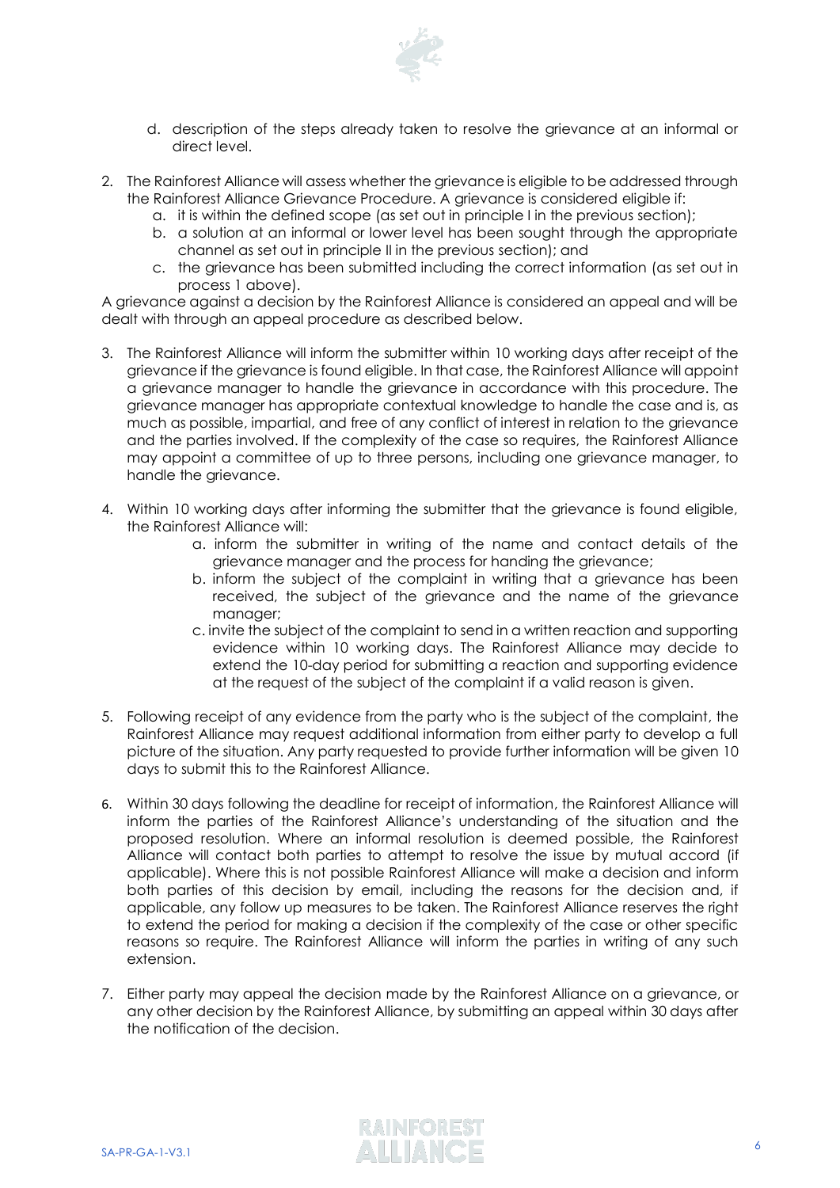d. description of the steps already taken to resolve the grievance at an informal or direct level.

2. The Rainforest Alliance will assess whether the grievance is eligible to be addressed through the Rainforest Alliance Grievance Procedure. A grievance is considered eligible if:
   a. it is within the defined scope (as set out in principle I in the previous section);
   b. a solution at an informal or lower level has been sought through the appropriate channel as set out in principle II in the previous section); and
   c. the grievance has been submitted including the correct information (as set out in process 1 above).

A grievance against a decision by the Rainforest Alliance is considered an appeal and will be dealt with through an appeal procedure as described below.

3. The Rainforest Alliance will inform the submitter within 10 working days after receipt of the grievance if the grievance is found eligible. In that case, the Rainforest Alliance will appoint a grievance manager to handle the grievance in accordance with this procedure. The grievance manager has appropriate contextual knowledge to handle the case and is, as much as possible, impartial, and free of any conflict of interest in relation to the grievance and the parties involved. If the complexity of the case so requires, the Rainforest Alliance may appoint a committee of up to three persons, including one grievance manager, to handle the grievance.

4. Within 10 working days after informing the submitter that the grievance is found eligible, the Rainforest Alliance will:
   a. inform the submitter in writing of the name and contact details of the grievance manager and the process for handing the grievance;
   b. inform the subject of the complaint in writing that a grievance has been received, the subject of the grievance and the name of the grievance manager;
   c. invite the subject of the complaint to send in a written reaction and supporting evidence within 10 working days. The Rainforest Alliance may decide to extend the 10-day period for submitting a reaction and supporting evidence at the request of the subject of the complaint if a valid reason is given.

5. Following receipt of any evidence from the party who is the subject of the complaint, the Rainforest Alliance may request additional information from either party to develop a full picture of the situation. Any party requested to provide further information will be given 10 days to submit this to the Rainforest Alliance.

6. Within 30 days following the deadline for receipt of information, the Rainforest Alliance will inform the parties of the Rainforest Alliance's understanding of the situation and the proposed resolution. Where an informal resolution is deemed possible, the Rainforest Alliance will contact both parties to attempt to resolve the issue by mutual accord (if applicable). Where this is not possible Rainforest Alliance will make a decision and inform both parties of this decision by email, including the reasons for the decision and, if applicable, any follow up measures to be taken. The Rainforest Alliance reserves the right to extend the period for making a decision if the complexity of the case or other specific reasons so require. The Rainforest Alliance will inform the parties in writing of any such extension.

7. Either party may appeal the decision made by the Rainforest Alliance on a grievance, or any other decision by the Rainforest Alliance, by submitting an appeal within 30 days after the notification of the decision.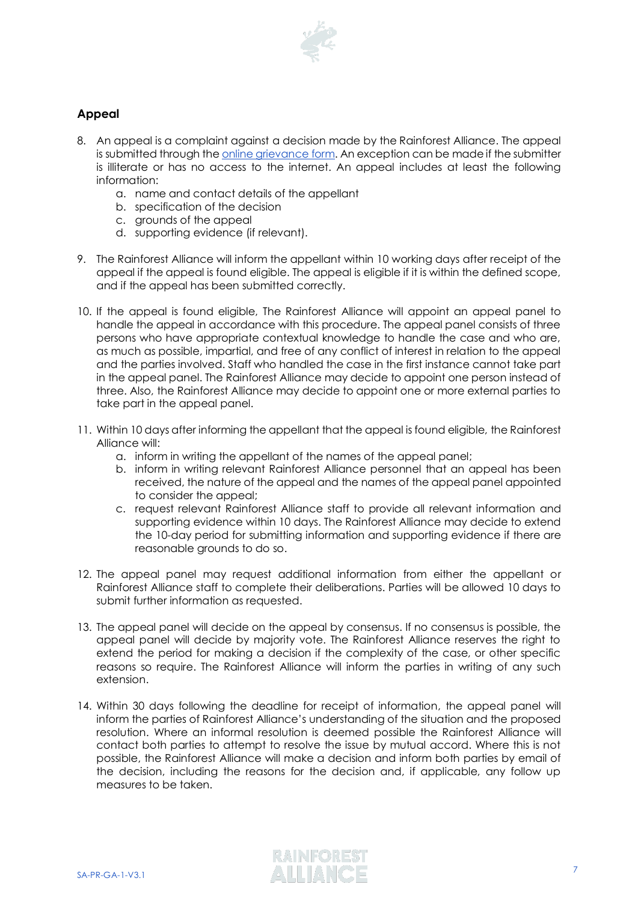## Appeal

8. An appeal is a complaint against a decision made by the Rainforest Alliance. The appeal is submitted through the online grievance form. An exception can be made if the submitter is illiterate or has no access to the internet. An appeal includes at least the following information:
    a. name and contact details of the appellant
    b. specification of the decision
    c. grounds of the appeal
    d. supporting evidence (if relevant).

9. The Rainforest Alliance will inform the appellant within 10 working days after receipt of the appeal if the appeal is found eligible. The appeal is eligible if it is within the defined scope, and if the appeal has been submitted correctly.

10. If the appeal is found eligible, The Rainforest Alliance will appoint an appeal panel to handle the appeal in accordance with this procedure. The appeal panel consists of three persons who have appropriate contextual knowledge to handle the case and who are, as much as possible, impartial, and free of any conflict of interest in relation to the appeal and the parties involved. Staff who handled the case in the first instance cannot take part in the appeal panel. The Rainforest Alliance may decide to appoint one person instead of three. Also, the Rainforest Alliance may decide to appoint one or more external parties to take part in the appeal panel.

11. Within 10 days after informing the appellant that the appeal is found eligible, the Rainforest Alliance will:
    a. inform in writing the appellant of the names of the appeal panel;
    b. inform in writing relevant Rainforest Alliance personnel that an appeal has been received, the nature of the appeal and the names of the appeal panel appointed to consider the appeal;
    c. request relevant Rainforest Alliance staff to provide all relevant information and supporting evidence within 10 days. The Rainforest Alliance may decide to extend the 10-day period for submitting information and supporting evidence if there are reasonable grounds to do so.

12. The appeal panel may request additional information from either the appellant or Rainforest Alliance staff to complete their deliberations. Parties will be allowed 10 days to submit further information as requested.

13. The appeal panel will decide on the appeal by consensus. If no consensus is possible, the appeal panel will decide by majority vote. The Rainforest Alliance reserves the right to extend the period for making a decision if the complexity of the case, or other specific reasons so require. The Rainforest Alliance will inform the parties in writing of any such extension.

14. Within 30 days following the deadline for receipt of information, the appeal panel will inform the parties of Rainforest Alliance's understanding of the situation and the proposed resolution. Where an informal resolution is deemed possible the Rainforest Alliance will contact both parties to attempt to resolve the issue by mutual accord. Where this is not possible, the Rainforest Alliance will make a decision and inform both parties by email of the decision, including the reasons for the decision and, if applicable, any follow up measures to be taken.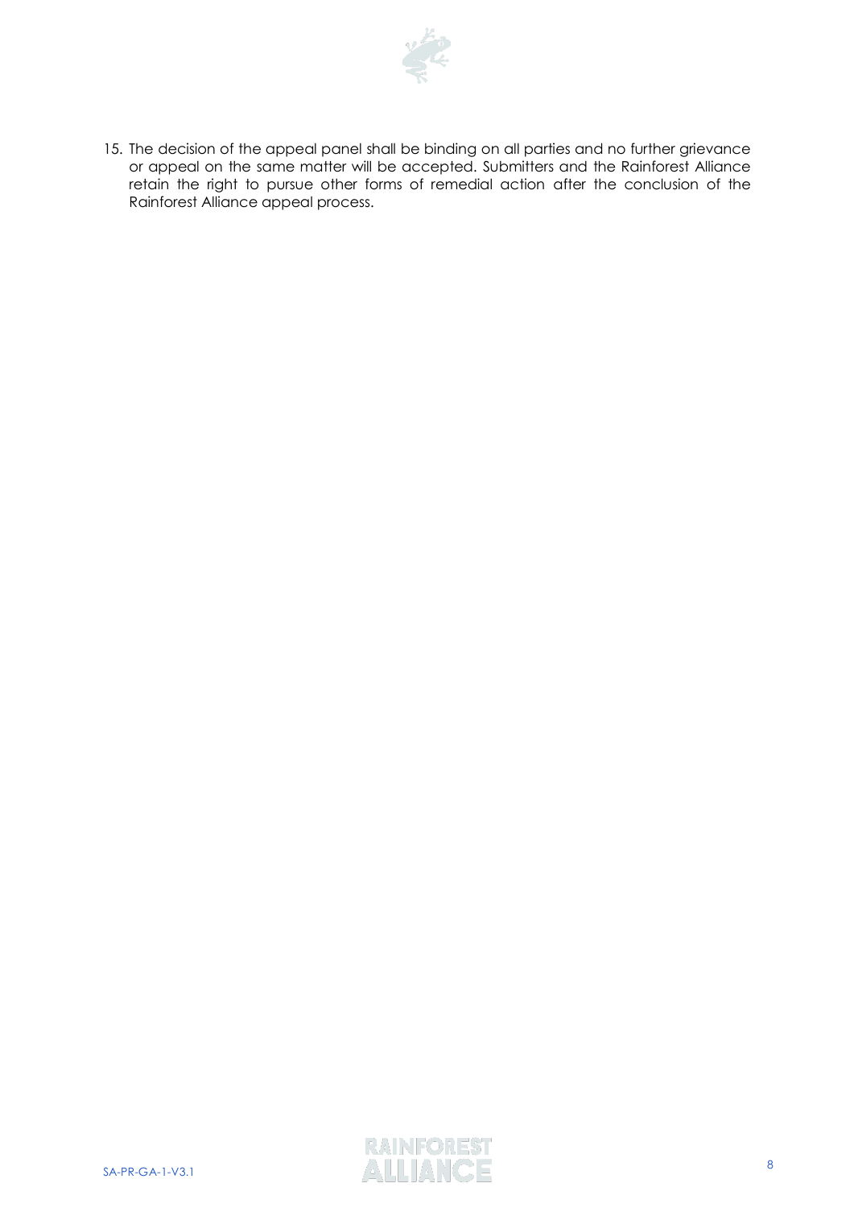15. The decision of the appeal panel shall be binding on all parties and no further grievance or appeal on the same matter will be accepted. Submitters and the Rainforest Alliance retain the right to pursue other forms of remedial action after the conclusion of the Rainforest Alliance appeal process.